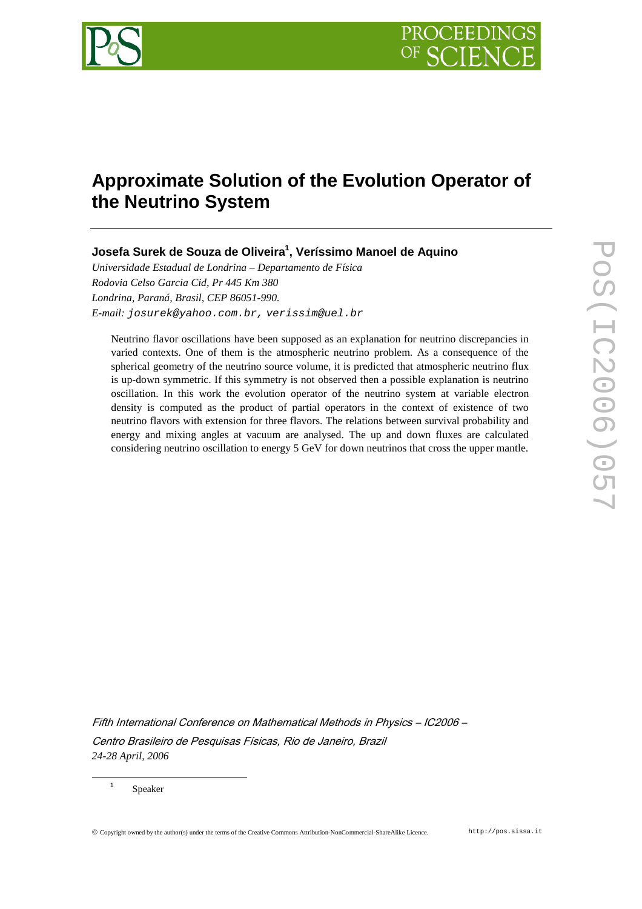# Approximate Solution of the Evolution Operator of the Neutrino System

**Josefa Surek de Souza de Oliveira[1], Veríssimo Manoel de Aquino**

*Universidade Estadual de Londrina – Departamento de Física*
*Rodovia Celso Garcia Cid, Pr 445 Km 380*
*Londrina, Paraná, Brasil, CEP 86051-990.*
*E-mail:* `josurek@yahoo.com.br, verissim@uel.br`

Neutrino flavor oscillations have been supposed as an explanation for neutrino discrepancies in varied contexts. One of them is the atmospheric neutrino problem. As a consequence of the spherical geometry of the neutrino source volume, it is predicted that atmospheric neutrino flux is up-down symmetric. If this symmetry is not observed then a possible explanation is neutrino oscillation. In this work the evolution operator of the neutrino system at variable electron density is computed as the product of partial operators in the context of existence of two neutrino flavors with extension for three flavors. The relations between survival probability and energy and mixing angles at vacuum are analysed. The up and down fluxes are calculated considering neutrino oscillation to energy 5 GeV for down neutrinos that cross the upper mantle.

*Fifth International Conference on Mathematical Methods in Physics – IC2006 –*
*Centro Brasileiro de Pesquisas Físicas, Rio de Janeiro, Brazil*
*24-28 April, 2006*

[1] Speaker

© Copyright owned by the author(s) under the terms of the Creative Commons Attribution-NonCommercial-ShareAlike Licence. http://pos.sissa.it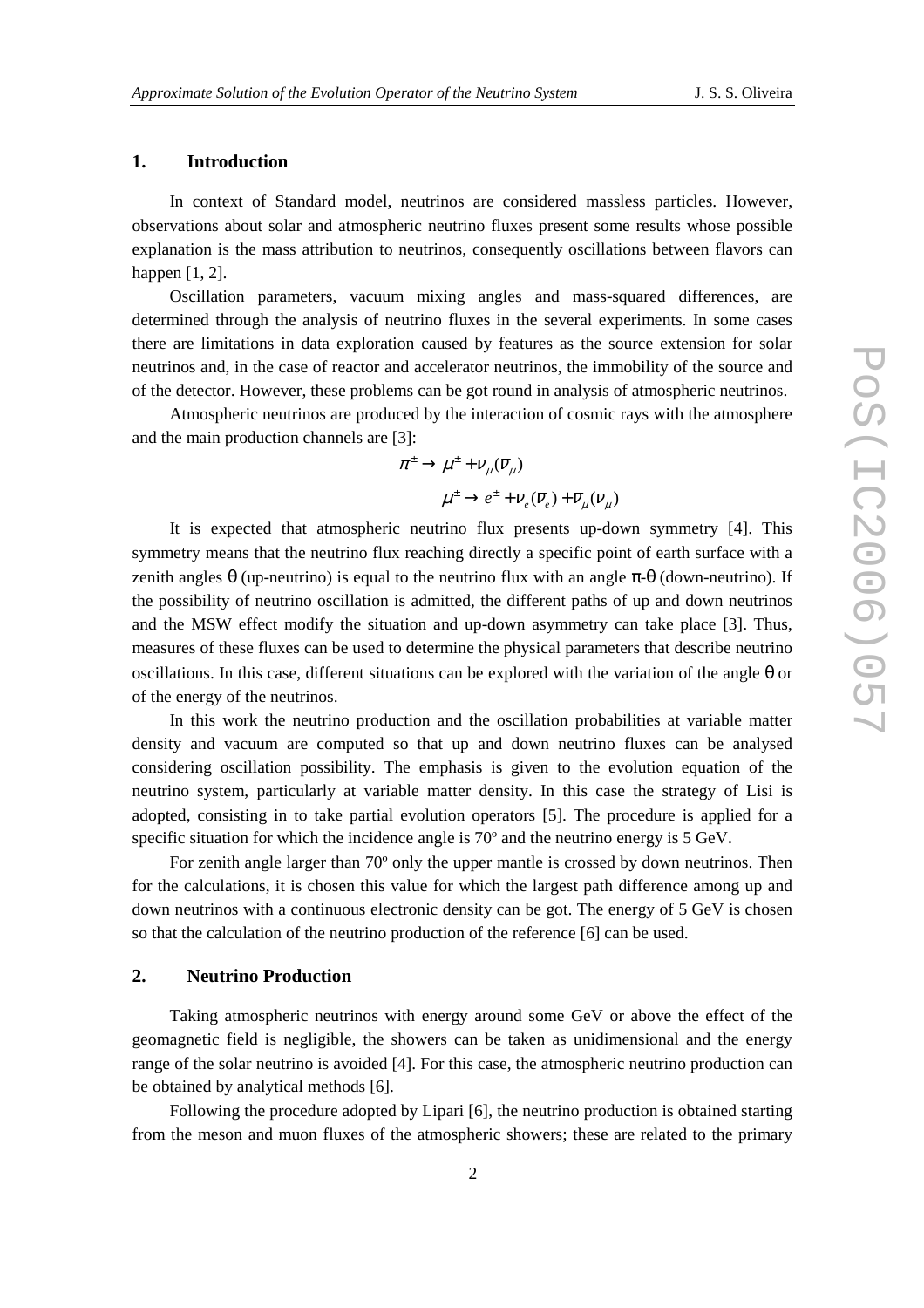## 1. Introduction

In context of Standard model, neutrinos are considered massless particles. However, observations about solar and atmospheric neutrino fluxes present some results whose possible explanation is the mass attribution to neutrinos, consequently oscillations between flavors can happen [1, 2].

Oscillation parameters, vacuum mixing angles and mass-squared differences, are determined through the analysis of neutrino fluxes in the several experiments. In some cases there are limitations in data exploration caused by features as the source extension for solar neutrinos and, in the case of reactor and accelerator neutrinos, the immobility of the source and of the detector. However, these problems can be got round in analysis of atmospheric neutrinos.

Atmospheric neutrinos are produced by the interaction of cosmic rays with the atmosphere and the main production channels are [3]:

$$\pi^{\pm} \rightarrow \mu^{\pm} + \nu_{\mu}(\bar{\nu}_{\mu})$$

$$\mu^{\pm} \rightarrow e^{\pm} + \nu_{e}(\bar{\nu}_{e}) + \bar{\nu}_{\mu}(\nu_{\mu})$$

It is expected that atmospheric neutrino flux presents up-down symmetry [4]. This symmetry means that the neutrino flux reaching directly a specific point of earth surface with a zenith angles $\theta$ (up-neutrino) is equal to the neutrino flux with an angle $\pi$-$\theta$ (down-neutrino). If the possibility of neutrino oscillation is admitted, the different paths of up and down neutrinos and the MSW effect modify the situation and up-down asymmetry can take place [3]. Thus, measures of these fluxes can be used to determine the physical parameters that describe neutrino oscillations. In this case, different situations can be explored with the variation of the angle $\theta$ or of the energy of the neutrinos.

In this work the neutrino production and the oscillation probabilities at variable matter density and vacuum are computed so that up and down neutrino fluxes can be analysed considering oscillation possibility. The emphasis is given to the evolution equation of the neutrino system, particularly at variable matter density. In this case the strategy of Lisi is adopted, consisting in to take partial evolution operators [5]. The procedure is applied for a specific situation for which the incidence angle is 70º and the neutrino energy is 5 GeV.

For zenith angle larger than 70º only the upper mantle is crossed by down neutrinos. Then for the calculations, it is chosen this value for which the largest path difference among up and down neutrinos with a continuous electronic density can be got. The energy of 5 GeV is chosen so that the calculation of the neutrino production of the reference [6] can be used.

## 2. Neutrino Production

Taking atmospheric neutrinos with energy around some GeV or above the effect of the geomagnetic field is negligible, the showers can be taken as unidimensional and the energy range of the solar neutrino is avoided [4]. For this case, the atmospheric neutrino production can be obtained by analytical methods [6].

Following the procedure adopted by Lipari [6], the neutrino production is obtained starting from the meson and muon fluxes of the atmospheric showers; these are related to the primary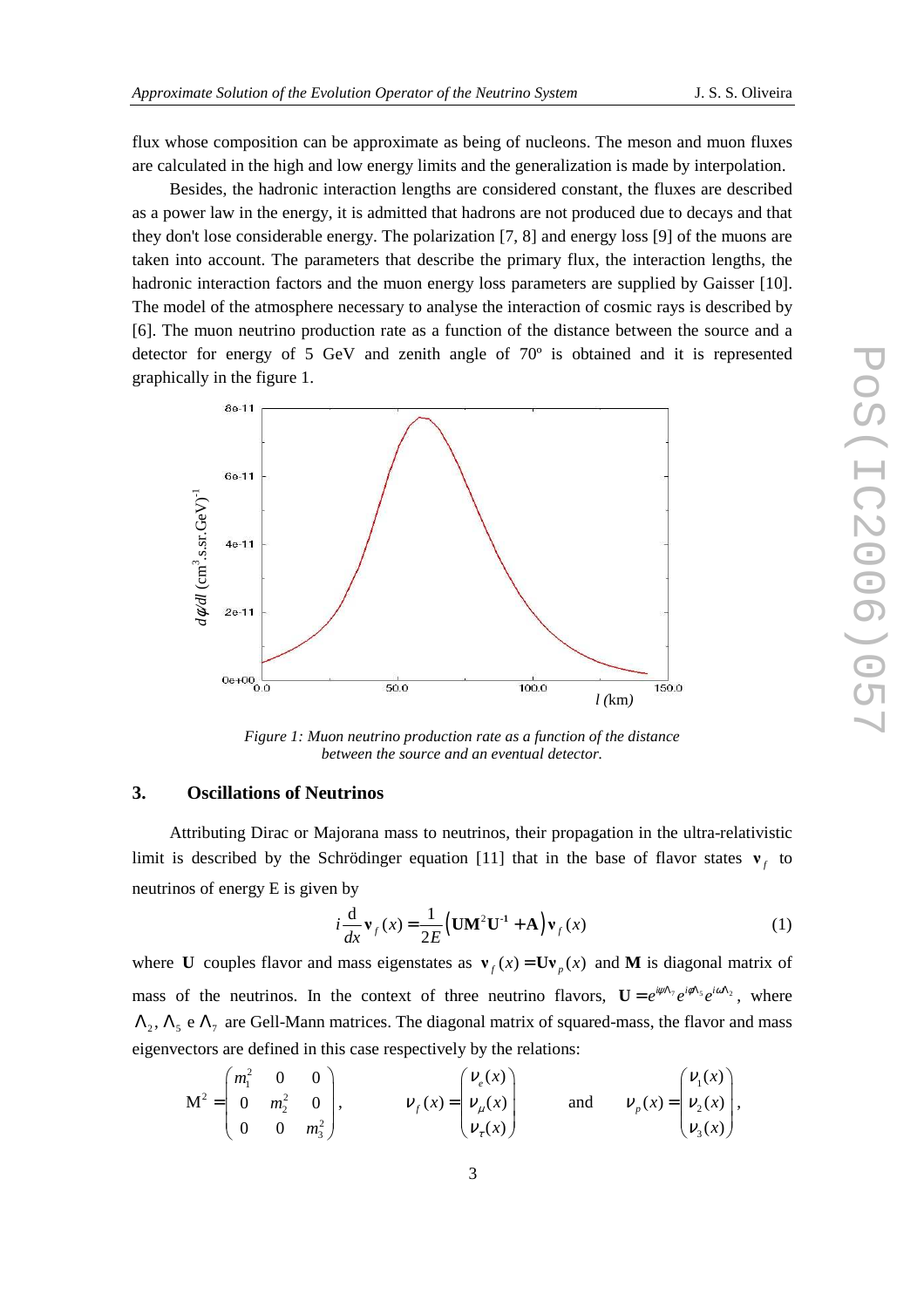flux whose composition can be approximate as being of nucleons. The meson and muon fluxes are calculated in the high and low energy limits and the generalization is made by interpolation.

Besides, the hadronic interaction lengths are considered constant, the fluxes are described as a power law in the energy, it is admitted that hadrons are not produced due to decays and that they don't lose considerable energy. The polarization [7, 8] and energy loss [9] of the muons are taken into account. The parameters that describe the primary flux, the interaction lengths, the hadronic interaction factors and the muon energy loss parameters are supplied by Gaisser [10]. The model of the atmosphere necessary to analyse the interaction of cosmic rays is described by [6]. The muon neutrino production rate as a function of the distance between the source and a detector for energy of 5 GeV and zenith angle of 70º is obtained and it is represented graphically in the figure 1.

*Figure 1: Muon neutrino production rate as a function of the distance between the source and an eventual detector.*

## 3. Oscillations of Neutrinos

Attributing Dirac or Majorana mass to neutrinos, their propagation in the ultra-relativistic limit is described by the Schrödinger equation [11] that in the base of flavor states $\mathbf{v}_f$ to neutrinos of energy E is given by

$$i\frac{\mathrm{d}}{dx}\mathbf{v}_f(x) = \frac{1}{2E}\left(\mathbf{U}\mathbf{M}^2\mathbf{U}^{-1} + \mathbf{A}\right)\mathbf{v}_f(x) \tag{1}$$

where $\mathbf{U}$ couples flavor and mass eigenstates as $\mathbf{v}_f(x) = \mathbf{U}\mathbf{v}_p(x)$ and $\mathbf{M}$ is diagonal matrix of mass of the neutrinos. In the context of three neutrino flavors, $\mathbf{U} = e^{i\psi\Lambda_7}e^{i\phi\Lambda_5}e^{i\omega\Lambda_2}$, where $\Lambda_2$, $\Lambda_5$ e $\Lambda_7$ are Gell-Mann matrices. The diagonal matrix of squared-mass, the flavor and mass eigenvectors are defined in this case respectively by the relations:

$$\mathrm{M}^2 = \begin{pmatrix} m_1^2 & 0 & 0 \\ 0 & m_2^2 & 0 \\ 0 & 0 & m_3^2 \end{pmatrix}, \qquad \nu_f(x) = \begin{pmatrix} \nu_e(x) \\ \nu_\mu(x) \\ \nu_\tau(x) \end{pmatrix} \qquad \text{and} \qquad \nu_p(x) = \begin{pmatrix} \nu_1(x) \\ \nu_2(x) \\ \nu_3(x) \end{pmatrix},$$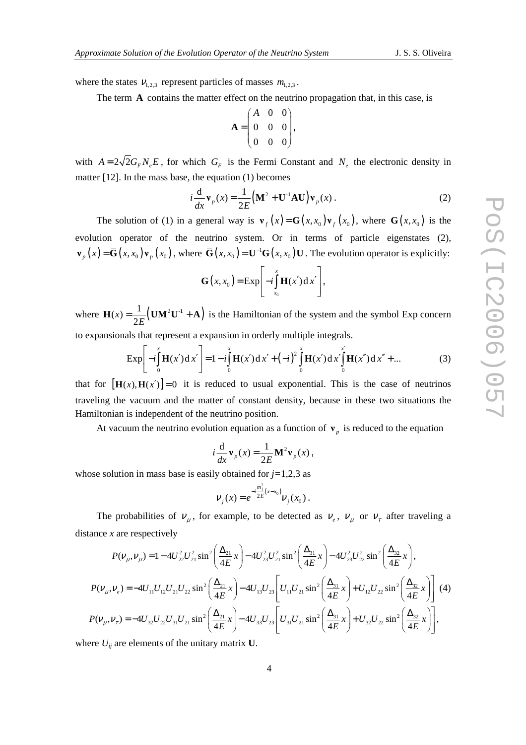where the states $\nu_{1,2,3}$ represent particles of masses $m_{1,2,3}$.

The term $\mathbf{A}$ contains the matter effect on the neutrino propagation that, in this case, is

$$\mathbf{A} = \begin{pmatrix} A & 0 & 0 \\ 0 & 0 & 0 \\ 0 & 0 & 0 \end{pmatrix},$$

with $A = 2\sqrt{2}G_F N_e E$, for which $G_F$ is the Fermi Constant and $N_e$ the electronic density in matter [12]. In the mass base, the equation (1) becomes

$$i\frac{\mathrm{d}}{dx}\mathbf{v}_p(x) = \frac{1}{2E}\left(\mathbf{M}^2 + \mathbf{U}^{-1}\mathbf{A}\mathbf{U}\right)\mathbf{v}_p(x). \tag{2}$$

The solution of (1) in a general way is $\mathbf{v}_f(x) = \mathbf{G}(x, x_0)\mathbf{v}_f(x_0)$, where $\mathbf{G}(x, x_0)$ is the evolution operator of the neutrino system. Or in terms of particle eigenstates (2), $\mathbf{v}_p(x) = \overline{\mathbf{G}}(x, x_0)\mathbf{v}_p(x_0)$, where $\overline{\mathbf{G}}(x, x_0) = \mathbf{U}^{-1}\mathbf{G}(x, x_0)\mathbf{U}$. The evolution operator is explicitly:

$$\mathbf{G}(x, x_0) = \mathrm{Exp}\left[-i\int_{x_0}^{x}\mathbf{H}(x')\,\mathrm{d}x'\right],$$

where $\mathbf{H}(x) = \frac{1}{2E}\left(\mathbf{U}\mathbf{M}^2\mathbf{U}^{-1} + \mathbf{A}\right)$ is the Hamiltonian of the system and the symbol Exp concern to expansionals that represent a expansion in orderly multiple integrals.

$$\mathrm{Exp}\left[-i\int_0^x\mathbf{H}(x')\,\mathrm{d}x'\right] = 1 - i\int_0^x\mathbf{H}(x')\,\mathrm{d}x' + (-i)^2\int_0^x\mathbf{H}(x')\,\mathrm{d}x'\int_0^{x'}\mathbf{H}(x'')\,\mathrm{d}x'' + \ldots \tag{3}$$

that for $\left[\mathbf{H}(x), \mathbf{H}(x')\right] = 0$ it is reduced to usual exponential. This is the case of neutrinos traveling the vacuum and the matter of constant density, because in these two situations the Hamiltonian is independent of the neutrino position.

At vacuum the neutrino evolution equation as a function of $\mathbf{v}_p$ is reduced to the equation

$$i\frac{\mathrm{d}}{dx}\mathbf{v}_p(x) = \frac{1}{2E}\mathbf{M}^2\mathbf{v}_p(x),$$

whose solution in mass base is easily obtained for $j$=1,2,3 as

$$\nu_j(x) = e^{-i\frac{m_j^2}{2E}(x - x_0)}\nu_j(x_0).$$

The probabilities of $\nu_\mu$, for example, to be detected as $\nu_e$, $\nu_\mu$ or $\nu_\tau$ after traveling a distance $x$ are respectively

$$\begin{aligned}
P(\nu_\mu,\nu_\mu) &= 1 - 4U_{22}^2U_{21}^2\sin^2\left(\frac{\Delta_{21}}{4E}x\right) - 4U_{23}^2U_{21}^2\sin^2\left(\frac{\Delta_{31}}{4E}x\right) - 4U_{23}^2U_{22}^2\sin^2\left(\frac{\Delta_{32}}{4E}x\right), \\
P(\nu_\mu,\nu_e) &= -4U_{11}U_{12}U_{21}U_{22}\sin^2\left(\frac{\Delta_{21}}{4E}x\right) - 4U_{13}U_{23}\left[U_{11}U_{21}\sin^2\left(\frac{\Delta_{31}}{4E}x\right) + U_{12}U_{22}\sin^2\left(\frac{\Delta_{32}}{4E}x\right)\right] \\
P(\nu_\mu,\nu_\tau) &= -4U_{32}U_{22}U_{31}U_{21}\sin^2\left(\frac{\Delta_{21}}{4E}x\right) - 4U_{33}U_{23}\left[U_{31}U_{21}\sin^2\left(\frac{\Delta_{31}}{4E}x\right) + U_{32}U_{22}\sin^2\left(\frac{\Delta_{32}}{4E}x\right)\right],
\end{aligned} \tag{4}$$

where $U_{ij}$ are elements of the unitary matrix $\mathbf{U}$.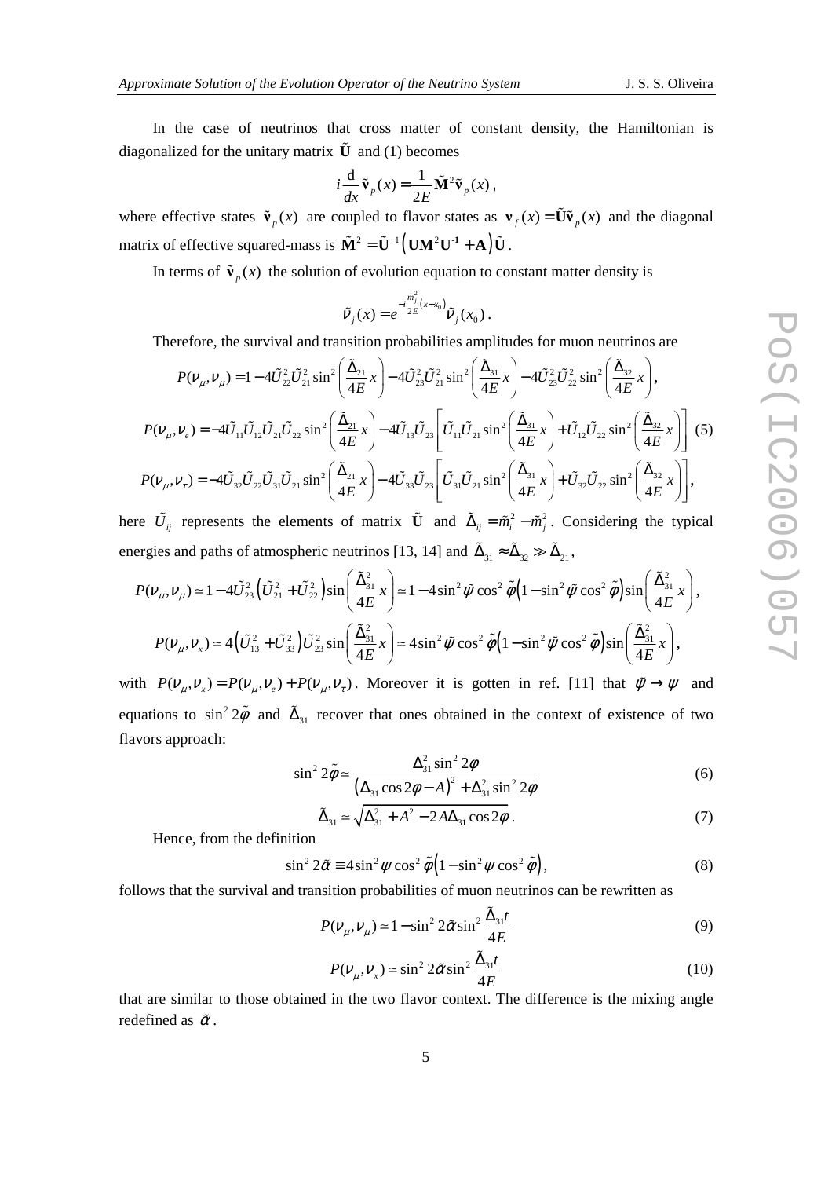In the case of neutrinos that cross matter of constant density, the Hamiltonian is diagonalized for the unitary matrix $\tilde{\mathbf{U}}$ and (1) becomes

$$i\frac{\mathrm{d}}{dx}\tilde{\mathbf{v}}_p(x) = \frac{1}{2E}\tilde{\mathbf{M}}^2\tilde{\mathbf{v}}_p(x),$$

where effective states $\tilde{\mathbf{v}}_p(x)$ are coupled to flavor states as $\mathbf{v}_f(x) = \tilde{\mathbf{U}}\tilde{\mathbf{v}}_p(x)$ and the diagonal matrix of effective squared-mass is $\tilde{\mathbf{M}}^2 = \tilde{\mathbf{U}}^{-1}\left(\mathbf{U}\mathbf{M}^2\mathbf{U}^{-1} + \mathbf{A}\right)\tilde{\mathbf{U}}$.

In terms of $\tilde{\mathbf{v}}_p(x)$ the solution of evolution equation to constant matter density is

$$\tilde{\nu}_j(x) = e^{-i\frac{\tilde{m}_j^2}{2E}(x-x_0)}\tilde{\nu}_j(x_0).$$

Therefore, the survival and transition probabilities amplitudes for muon neutrinos are

$$P(\nu_\mu,\nu_\mu) = 1 - 4\tilde{U}_{22}^2\tilde{U}_{21}^2\sin^2\left(\frac{\tilde{\Delta}_{21}}{4E}x\right) - 4\tilde{U}_{23}^2\tilde{U}_{21}^2\sin^2\left(\frac{\tilde{\Delta}_{31}}{4E}x\right) - 4\tilde{U}_{23}^2\tilde{U}_{22}^2\sin^2\left(\frac{\tilde{\Delta}_{32}}{4E}x\right),$$

$$P(\nu_\mu,\nu_e) = -4\tilde{U}_{11}\tilde{U}_{12}\tilde{U}_{21}\tilde{U}_{22}\sin^2\left(\frac{\tilde{\Delta}_{21}}{4E}x\right) - 4\tilde{U}_{13}\tilde{U}_{23}\left[\tilde{U}_{11}\tilde{U}_{21}\sin^2\left(\frac{\tilde{\Delta}_{31}}{4E}x\right) + \tilde{U}_{12}\tilde{U}_{22}\sin^2\left(\frac{\tilde{\Delta}_{32}}{4E}x\right)\right] \quad (5)$$

$$P(\nu_\mu,\nu_\tau) = -4\tilde{U}_{32}\tilde{U}_{22}\tilde{U}_{31}\tilde{U}_{21}\sin^2\left(\frac{\tilde{\Delta}_{21}}{4E}x\right) - 4\tilde{U}_{33}\tilde{U}_{23}\left[\tilde{U}_{31}\tilde{U}_{21}\sin^2\left(\frac{\tilde{\Delta}_{31}}{4E}x\right) + \tilde{U}_{32}\tilde{U}_{22}\sin^2\left(\frac{\tilde{\Delta}_{32}}{4E}x\right)\right],$$

here $\tilde{U}_{ij}$ represents the elements of matrix $\tilde{\mathbf{U}}$ and $\tilde{\Delta}_{ij} = \tilde{m}_i^2 - \tilde{m}_j^2$. Considering the typical energies and paths of atmospheric neutrinos [13, 14] and $\tilde{\Delta}_{31} \approx \tilde{\Delta}_{32} \gg \tilde{\Delta}_{21}$,

$$P(\nu_\mu,\nu_\mu) \simeq 1 - 4\tilde{U}_{23}^2\left(\tilde{U}_{21}^2 + \tilde{U}_{22}^2\right)\sin\left(\frac{\tilde{\Delta}_{31}^2}{4E}x\right) \simeq 1 - 4\sin^2\tilde{\psi}\cos^2\tilde{\phi}\left(1 - \sin^2\tilde{\psi}\cos^2\tilde{\phi}\right)\sin\left(\frac{\tilde{\Delta}_{31}^2}{4E}x\right),$$

$$P(\nu_\mu,\nu_x) \simeq 4\left(\tilde{U}_{13}^2 + \tilde{U}_{33}^2\right)\tilde{U}_{23}^2\sin\left(\frac{\tilde{\Delta}_{31}^2}{4E}x\right) \simeq 4\sin^2\tilde{\psi}\cos^2\tilde{\phi}\left(1 - \sin^2\tilde{\psi}\cos^2\tilde{\phi}\right)\sin\left(\frac{\tilde{\Delta}_{31}^2}{4E}x\right),$$

with $P(\nu_\mu,\nu_x) = P(\nu_\mu,\nu_e) + P(\nu_\mu,\nu_\tau)$. Moreover it is gotten in ref. [11] that $\tilde{\psi} \to \psi$ and equations to $\sin^2 2\tilde{\phi}$ and $\tilde{\Delta}_{31}$ recover that ones obtained in the context of existence of two flavors approach:

$$\sin^2 2\tilde{\phi} \simeq \frac{\Delta_{31}^2\sin^2 2\phi}{\left(\Delta_{31}\cos 2\phi - A\right)^2 + \Delta_{31}^2\sin^2 2\phi} \quad (6)$$

$$\tilde{\Delta}_{31} \simeq \sqrt{\Delta_{31}^2 + A^2 - 2A\Delta_{31}\cos 2\phi}. \quad (7)$$

Hence, from the definition

$$\sin^2 2\tilde{\alpha} \equiv 4\sin^2\psi\cos^2\tilde{\phi}\left(1 - \sin^2\psi\cos^2\tilde{\phi}\right), \quad (8)$$

follows that the survival and transition probabilities of muon neutrinos can be rewritten as

$$P(\nu_\mu,\nu_\mu) \simeq 1 - \sin^2 2\tilde{\alpha}\sin^2\frac{\tilde{\Delta}_{31}t}{4E} \quad (9)$$

$$P(\nu_\mu,\nu_x) \simeq \sin^2 2\tilde{\alpha}\sin^2\frac{\tilde{\Delta}_{31}t}{4E} \quad (10)$$

that are similar to those obtained in the two flavor context. The difference is the mixing angle redefined as $\tilde{\alpha}$.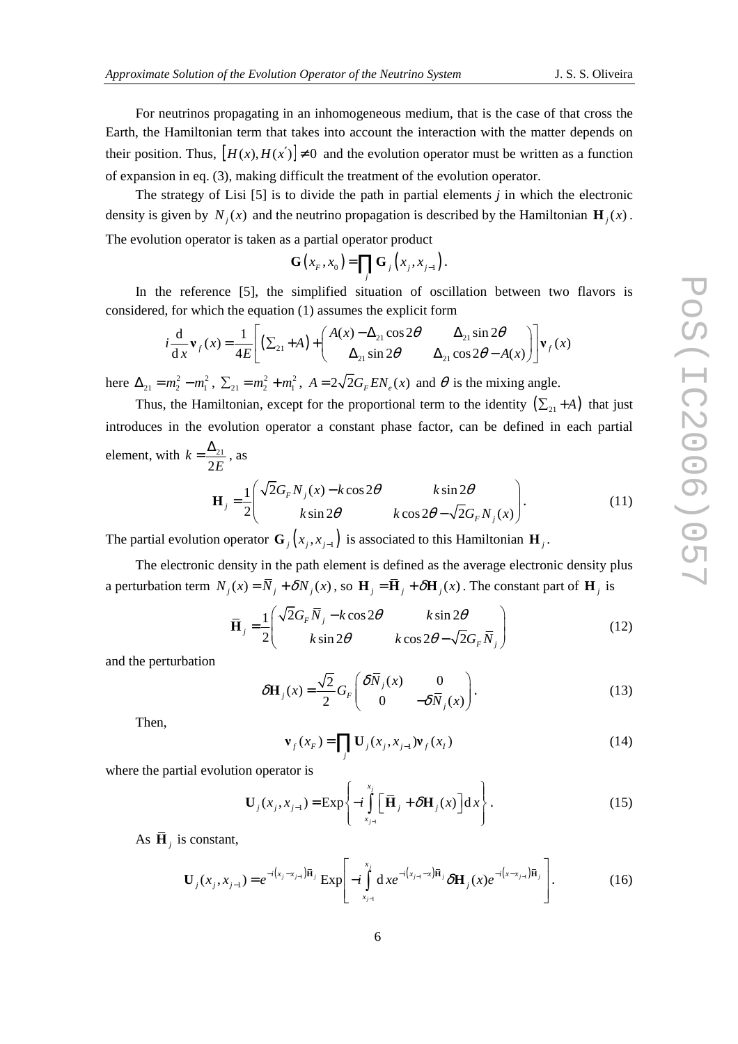For neutrinos propagating in an inhomogeneous medium, that is the case of that cross the Earth, the Hamiltonian term that takes into account the interaction with the matter depends on their position. Thus, $\left[H(x), H(x')\right] \neq 0$ and the evolution operator must be written as a function of expansion in eq. (3), making difficult the treatment of the evolution operator.

The strategy of Lisi [5] is to divide the path in partial elements $j$ in which the electronic density is given by $N_j(x)$ and the neutrino propagation is described by the Hamiltonian $\mathbf{H}_j(x)$. The evolution operator is taken as a partial operator product

$$\mathbf{G}\left(x_F, x_0\right) = \prod_j \mathbf{G}_j\left(x_j, x_{j-1}\right).$$

In the reference [5], the simplified situation of oscillation between two flavors is considered, for which the equation (1) assumes the explicit form

$$i\frac{\mathrm{d}}{\mathrm{d}\,x}\mathbf{v}_f(x) = \frac{1}{4E}\left[\left(\Sigma_{21} + A\right) + \begin{pmatrix} A(x) - \Delta_{21}\cos 2\theta & \Delta_{21}\sin 2\theta \\ \Delta_{21}\sin 2\theta & \Delta_{21}\cos 2\theta - A(x) \end{pmatrix}\right]\mathbf{v}_f(x)$$

here $\Delta_{21} = m_2^2 - m_1^2$, $\Sigma_{21} = m_2^2 + m_1^2$, $A = 2\sqrt{2}G_F E N_e(x)$ and $\theta$ is the mixing angle.

Thus, the Hamiltonian, except for the proportional term to the identity $\left(\Sigma_{21} + A\right)$ that just introduces in the evolution operator a constant phase factor, can be defined in each partial element, with $k = \dfrac{\Delta_{21}}{2E}$, as

$$\mathbf{H}_j = \frac{1}{2}\begin{pmatrix} \sqrt{2}G_F N_j(x) - k\cos 2\theta & k\sin 2\theta \\ k\sin 2\theta & k\cos 2\theta - \sqrt{2}G_F N_j(x) \end{pmatrix}. \tag{11}$$

The partial evolution operator $\mathbf{G}_j\left(x_j, x_{j-1}\right)$ is associated to this Hamiltonian $\mathbf{H}_j$.

The electronic density in the path element is defined as the average electronic density plus a perturbation term $N_j(x) = \bar{N}_j + \delta N_j(x)$, so $\mathbf{H}_j = \bar{\mathbf{H}}_j + \delta\mathbf{H}_j(x)$. The constant part of $\mathbf{H}_j$ is

$$\bar{\mathbf{H}}_j = \frac{1}{2}\begin{pmatrix} \sqrt{2}G_F \bar{N}_j - k\cos 2\theta & k\sin 2\theta \\ k\sin 2\theta & k\cos 2\theta - \sqrt{2}G_F \bar{N}_j \end{pmatrix} \tag{12}$$

and the perturbation

$$\delta\mathbf{H}_j(x) = \frac{\sqrt{2}}{2}G_F\begin{pmatrix} \delta\bar{N}_j(x) & 0 \\ 0 & -\delta\bar{N}_j(x) \end{pmatrix}. \tag{13}$$

Then,

$$\mathbf{v}_f(x_F) = \prod_j \mathbf{U}_j(x_j, x_{j-1})\mathbf{v}_f(x_I) \tag{14}$$

where the partial evolution operator is

$$\mathbf{U}_j(x_j, x_{j-1}) = \mathrm{Exp}\left\{-i\int_{x_{j-1}}^{x_j}\left[\bar{\mathbf{H}}_j + \delta\mathbf{H}_j(x)\right]\mathrm{d}\,x\right\}. \tag{15}$$

As $\bar{\mathbf{H}}_j$ is constant,

$$\mathbf{U}_j(x_j, x_{j-1}) = e^{-i\left(x_j - x_{j-1}\right)\bar{\mathbf{H}}_j}\,\mathrm{Exp}\left[-i\int_{x_{j-1}}^{x_j}\mathrm{d}\,x e^{-i\left(x_{j-1} - x\right)\bar{\mathbf{H}}_j}\delta\mathbf{H}_j(x)e^{-i\left(x - x_{j-1}\right)\bar{\mathbf{H}}_j}\right]. \tag{16}$$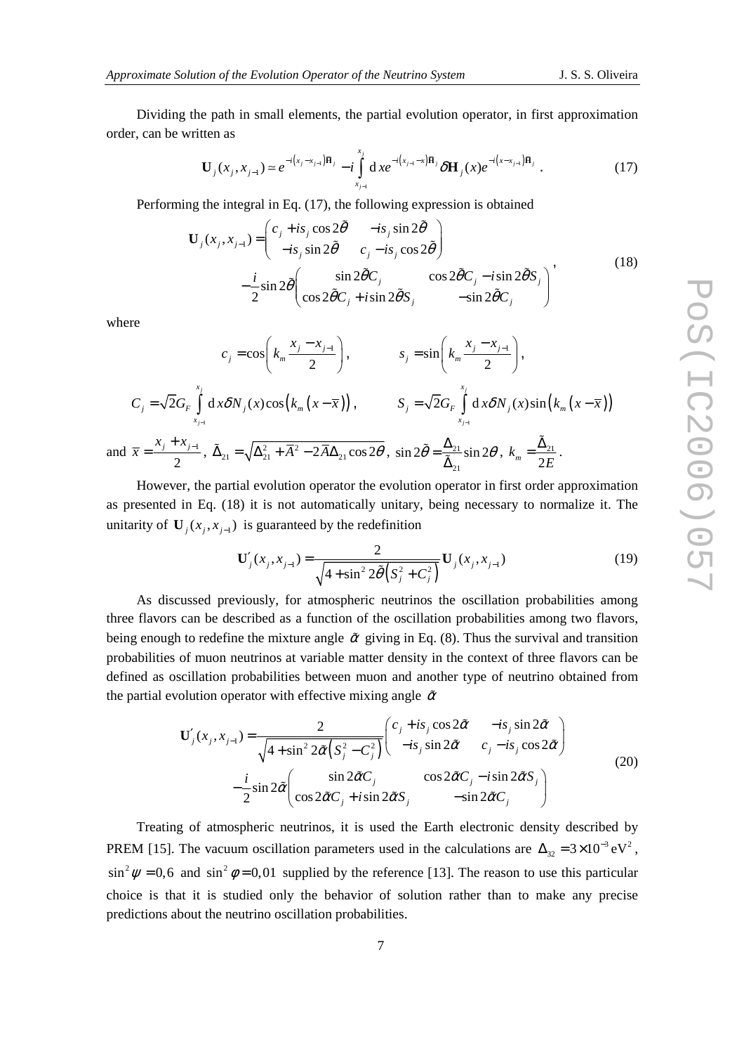Dividing the path in small elements, the partial evolution operator, in first approximation order, can be written as

$$\mathbf{U}_j(x_j,x_{j-1}) \simeq e^{-i\left(x_j-x_{j-1}\right)\bar{\mathbf{H}}_j} - i\int_{x_{j-1}}^{x_j} \mathrm{d}\,x e^{-i\left(x_{j-1}-x\right)\bar{\mathbf{H}}_j}\,\delta\mathbf{H}_j(x) e^{-i\left(x-x_{j-1}\right)\bar{\mathbf{H}}_j}\,. \tag{17}$$

Performing the integral in Eq. (17), the following expression is obtained

$$\begin{aligned}\mathbf{U}_j(x_j,x_{j-1}) = &\begin{pmatrix} c_j + i s_j\cos 2\tilde{\theta} & -i s_j \sin 2\tilde{\theta} \\ -i s_j \sin 2\tilde{\theta} & c_j - i s_j \cos 2\tilde{\theta}\end{pmatrix} \\ &-\frac{i}{2}\sin 2\tilde{\theta}\begin{pmatrix} \sin 2\tilde{\theta} C_j & \cos 2\tilde{\theta} C_j - i\sin 2\tilde{\theta} S_j \\ \cos 2\tilde{\theta} C_j + i \sin 2\tilde{\theta} S_j & -\sin 2\tilde{\theta} C_j\end{pmatrix}\end{aligned}, \tag{18}$$

where

$$c_j = \cos\left(k_m \frac{x_j - x_{j-1}}{2}\right), \qquad s_j = \sin\left(k_m \frac{x_j - x_{j-1}}{2}\right),$$

$$C_j = \sqrt{2}G_F \int_{x_{j-1}}^{x_j} \mathrm{d}\,x\,\delta N_j(x)\cos\left(k_m\left(x-\bar{x}\right)\right), \qquad S_j = \sqrt{2}G_F \int_{x_{j-1}}^{x_j} \mathrm{d}\,x\,\delta N_j(x)\sin\left(k_m\left(x-\bar{x}\right)\right)$$

and $\bar{x} = \dfrac{x_j + x_{j-1}}{2}$, $\tilde{\Delta}_{21} = \sqrt{\Delta_{21}^2 + \bar{A}^2 - 2\bar{A}\Delta_{21}\cos 2\theta}$, $\sin 2\tilde{\theta} = \dfrac{\Delta_{21}}{\tilde{\Delta}_{21}}\sin 2\theta$, $k_m = \dfrac{\tilde{\Delta}_{21}}{2E}$.

However, the partial evolution operator the evolution operator in first order approximation as presented in Eq. (18) it is not automatically unitary, being necessary to normalize it. The unitarity of $\mathbf{U}_j(x_j,x_{j-1})$ is guaranteed by the redefinition

$$\mathbf{U}_j'(x_j,x_{j-1}) = \frac{2}{\sqrt{4+\sin^2 2\tilde{\theta}\left(S_j^2 + C_j^2\right)}}\mathbf{U}_j(x_j,x_{j-1}) \tag{19}$$

As discussed previously, for atmospheric neutrinos the oscillation probabilities among three flavors can be described as a function of the oscillation probabilities among two flavors, being enough to redefine the mixture angle $\tilde{\alpha}$ giving in Eq. (8). Thus the survival and transition probabilities of muon neutrinos at variable matter density in the context of three flavors can be defined as oscillation probabilities between muon and another type of neutrino obtained from the partial evolution operator with effective mixing angle $\tilde{\alpha}$

$$\begin{aligned}\mathbf{U}_j'(x_j,x_{j-1}) = &\frac{2}{\sqrt{4+\sin^2 2\tilde{\alpha}\left(S_j^2 - C_j^2\right)}}\begin{pmatrix} c_j + i s_j\cos 2\tilde{\alpha} & -i s_j \sin 2\tilde{\alpha} \\ -i s_j \sin 2\tilde{\alpha} & c_j - i s_j \cos 2\tilde{\alpha}\end{pmatrix} \\ &-\frac{i}{2}\sin 2\tilde{\alpha}\begin{pmatrix} \sin 2\tilde{\alpha} C_j & \cos 2\tilde{\alpha} C_j - i\sin 2\tilde{\alpha} S_j \\ \cos 2\tilde{\alpha} C_j + i \sin 2\tilde{\alpha} S_j & -\sin 2\tilde{\alpha} C_j\end{pmatrix}\end{aligned} \tag{20}$$

Treating of atmospheric neutrinos, it is used the Earth electronic density described by PREM [15]. The vacuum oscillation parameters used in the calculations are $\Delta_{32} = 3\times 10^{-3}\,\mathrm{eV}^2$, $\sin^2\psi = 0{,}6$ and $\sin^2\phi = 0{,}01$ supplied by the reference [13]. The reason to use this particular choice is that it is studied only the behavior of solution rather than to make any precise predictions about the neutrino oscillation probabilities.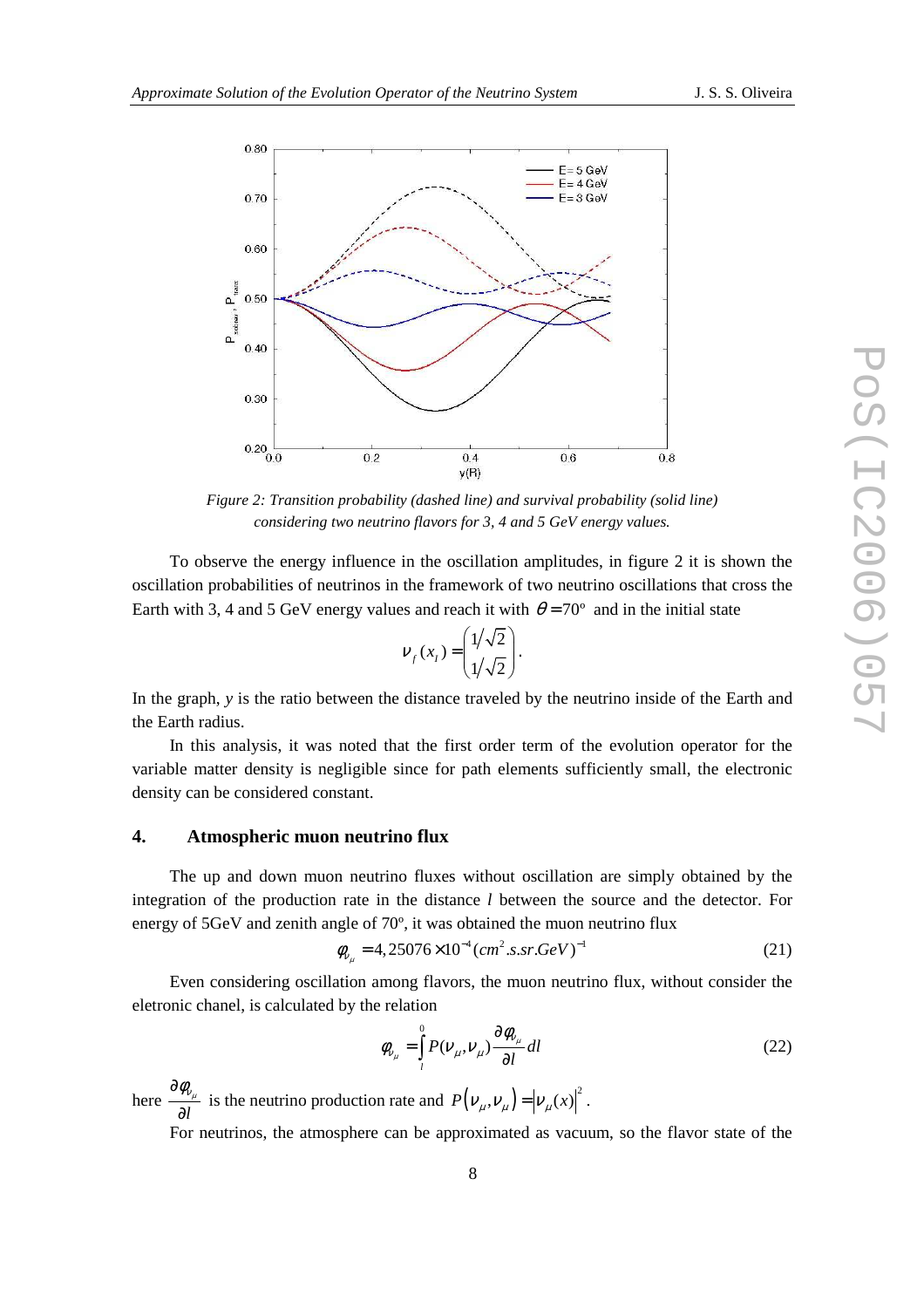*Figure 2: Transition probability (dashed line) and survival probability (solid line) considering two neutrino flavors for 3, 4 and 5 GeV energy values.*

To observe the energy influence in the oscillation amplitudes, in figure 2 it is shown the oscillation probabilities of neutrinos in the framework of two neutrino oscillations that cross the Earth with 3, 4 and 5 GeV energy values and reach it with $\theta = 70^o$ and in the initial state

$$\nu_f(x_I) = \begin{pmatrix} 1/\sqrt{2} \\ 1/\sqrt{2} \end{pmatrix}.$$

In the graph, *y* is the ratio between the distance traveled by the neutrino inside of the Earth and the Earth radius.

In this analysis, it was noted that the first order term of the evolution operator for the variable matter density is negligible since for path elements sufficiently small, the electronic density can be considered constant.

## 4. Atmospheric muon neutrino flux

The up and down muon neutrino fluxes without oscillation are simply obtained by the integration of the production rate in the distance *l* between the source and the detector. For energy of 5GeV and zenith angle of 70º, it was obtained the muon neutrino flux

$$\phi_{\nu_\mu} = 4,25076 \times 10^{-4} (cm^2.s.sr.GeV)^{-1} \tag{21}$$

Even considering oscillation among flavors, the muon neutrino flux, without consider the eletronic chanel, is calculated by the relation

$$\phi_{\nu_\mu} = \int_l^0 P(\nu_\mu, \nu_\mu) \frac{\partial \phi_{\nu_\mu}}{\partial l} dl \tag{22}$$

here $\frac{\partial \phi_{\nu_\mu}}{\partial l}$ is the neutrino production rate and $P(\nu_\mu, \nu_\mu) = |\nu_\mu(x)|^2$.

For neutrinos, the atmosphere can be approximated as vacuum, so the flavor state of the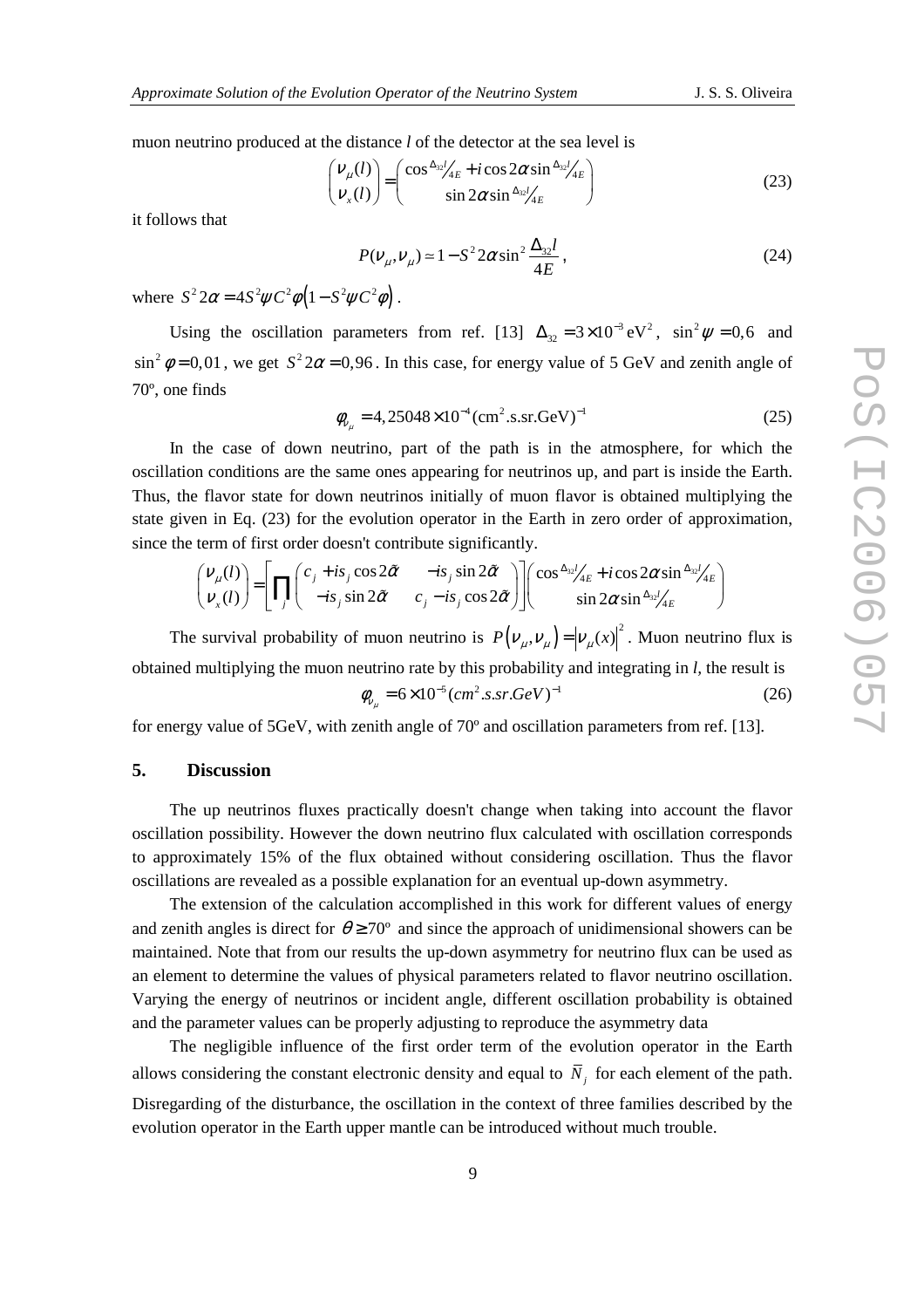muon neutrino produced at the distance $l$ of the detector at the sea level is

$$\begin{pmatrix} \nu_\mu(l) \\ \nu_x(l) \end{pmatrix} = \begin{pmatrix} \cos{}^{\Delta_{32}l}\!/_{4E} + i\cos 2\alpha \sin{}^{\Delta_{32}l}\!/_{4E} \\ \sin 2\alpha \sin{}^{\Delta_{32}l}\!/_{4E} \end{pmatrix} \tag{23}$$

it follows that

$$P(\nu_\mu, \nu_\mu) \simeq 1 - S^2 2\alpha \sin^2 \frac{\Delta_{32} l}{4E}, \tag{24}$$

where $S^2 2\alpha = 4S^2\psi C^2\phi\left(1 - S^2\psi C^2\phi\right)$.

Using the oscillation parameters from ref. [13] $\Delta_{32} = 3\times10^{-3}\,\text{eV}^2$, $\sin^2\psi = 0{,}6$ and $\sin^2\phi = 0{,}01$, we get $S^2 2\alpha = 0{,}96$. In this case, for energy value of 5 GeV and zenith angle of 70º, one finds

$$\phi_{\nu_\mu} = 4{,}25048\times10^{-4}(\text{cm}^2.\text{s.sr.GeV})^{-1} \tag{25}$$

In the case of down neutrino, part of the path is in the atmosphere, for which the oscillation conditions are the same ones appearing for neutrinos up, and part is inside the Earth. Thus, the flavor state for down neutrinos initially of muon flavor is obtained multiplying the state given in Eq. (23) for the evolution operator in the Earth in zero order of approximation, since the term of first order doesn't contribute significantly.

$$\begin{pmatrix} \nu_\mu(l) \\ \nu_x(l) \end{pmatrix} = \left[\prod_j \begin{pmatrix} c_j + is_j\cos 2\tilde{\alpha} & -is_j \sin 2\tilde{\alpha} \\ -is_j \sin 2\tilde{\alpha} & c_j - is_j \cos 2\tilde{\alpha} \end{pmatrix}\right] \begin{pmatrix} \cos{}^{\Delta_{32}l}\!/_{4E} + i\cos 2\alpha \sin{}^{\Delta_{32}l}\!/_{4E} \\ \sin 2\alpha \sin{}^{\Delta_{32}l}\!/_{4E} \end{pmatrix}$$

The survival probability of muon neutrino is $P\left(\nu_\mu, \nu_\mu\right) = \left|\nu_\mu(x)\right|^2$. Muon neutrino flux is obtained multiplying the muon neutrino rate by this probability and integrating in $l$, the result is

$$\phi_{\nu_\mu} = 6\times10^{-5}(cm^2.s.sr.GeV)^{-1} \tag{26}$$

for energy value of 5GeV, with zenith angle of 70º and oscillation parameters from ref. [13].

## 5. Discussion

The up neutrinos fluxes practically doesn't change when taking into account the flavor oscillation possibility. However the down neutrino flux calculated with oscillation corresponds to approximately 15% of the flux obtained without considering oscillation. Thus the flavor oscillations are revealed as a possible explanation for an eventual up-down asymmetry.

The extension of the calculation accomplished in this work for different values of energy and zenith angles is direct for $\theta \geq 70^\circ$ and since the approach of unidimensional showers can be maintained. Note that from our results the up-down asymmetry for neutrino flux can be used as an element to determine the values of physical parameters related to flavor neutrino oscillation. Varying the energy of neutrinos or incident angle, different oscillation probability is obtained and the parameter values can be properly adjusting to reproduce the asymmetry data

The negligible influence of the first order term of the evolution operator in the Earth allows considering the constant electronic density and equal to $\bar{N}_j$ for each element of the path. Disregarding of the disturbance, the oscillation in the context of three families described by the evolution operator in the Earth upper mantle can be introduced without much trouble.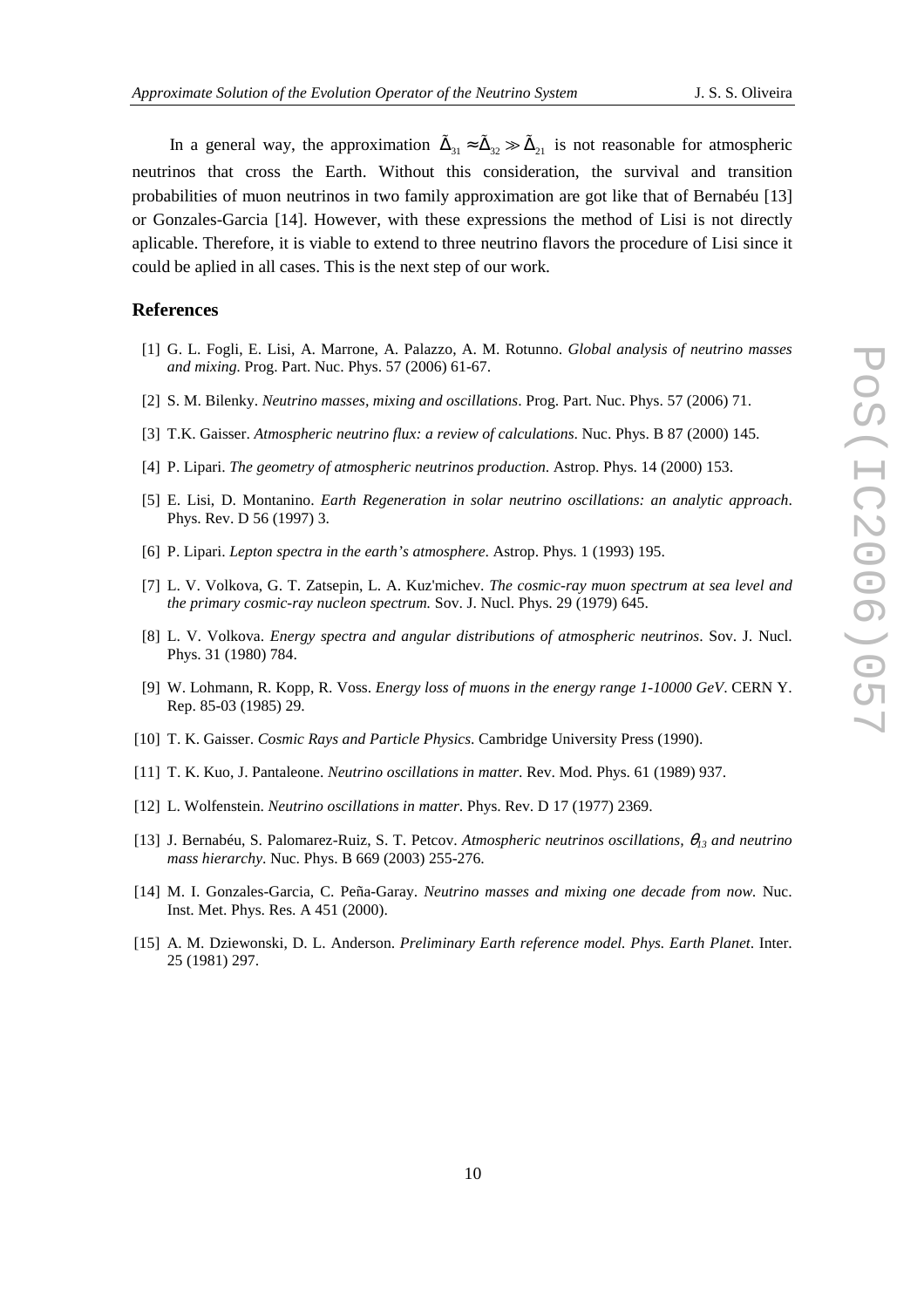In a general way, the approximation $\tilde{\Delta}_{31} \approx \tilde{\Delta}_{32} \gg \tilde{\Delta}_{21}$ is not reasonable for atmospheric neutrinos that cross the Earth. Without this consideration, the survival and transition probabilities of muon neutrinos in two family approximation are got like that of Bernabéu [13] or Gonzales-Garcia [14]. However, with these expressions the method of Lisi is not directly aplicable. Therefore, it is viable to extend to three neutrino flavors the procedure of Lisi since it could be aplied in all cases. This is the next step of our work.

## References

[1] G. L. Fogli, E. Lisi, A. Marrone, A. Palazzo, A. M. Rotunno. *Global analysis of neutrino masses and mixing.* Prog. Part. Nuc. Phys. 57 (2006) 61-67.

[2] S. M. Bilenky. *Neutrino masses, mixing and oscillations*. Prog. Part. Nuc. Phys. 57 (2006) 71.

[3] T.K. Gaisser. *Atmospheric neutrino flux: a review of calculations*. Nuc. Phys. B 87 (2000) 145.

[4] P. Lipari. *The geometry of atmospheric neutrinos production*. Astrop. Phys. 14 (2000) 153.

[5] E. Lisi, D. Montanino. *Earth Regeneration in solar neutrino oscillations: an analytic approach*. Phys. Rev. D 56 (1997) 3.

[6] P. Lipari. *Lepton spectra in the earth's atmosphere*. Astrop. Phys. 1 (1993) 195.

[7] L. V. Volkova, G. T. Zatsepin, L. A. Kuz'michev. *The cosmic-ray muon spectrum at sea level and the primary cosmic-ray nucleon spectrum.* Sov. J. Nucl. Phys. 29 (1979) 645.

[8] L. V. Volkova. *Energy spectra and angular distributions of atmospheric neutrinos*. Sov. J. Nucl. Phys. 31 (1980) 784.

[9] W. Lohmann, R. Kopp, R. Voss. *Energy loss of muons in the energy range 1-10000 GeV*. CERN Y. Rep. 85-03 (1985) 29.

[10] T. K. Gaisser. *Cosmic Rays and Particle Physics*. Cambridge University Press (1990).

[11] T. K. Kuo, J. Pantaleone. *Neutrino oscillations in matter*. Rev. Mod. Phys. 61 (1989) 937.

[12] L. Wolfenstein. *Neutrino oscillations in matter*. Phys. Rev. D 17 (1977) 2369.

[13] J. Bernabéu, S. Palomarez-Ruiz, S. T. Petcov. *Atmospheric neutrinos oscillations, $\theta_{13}$ and neutrino mass hierarchy*. Nuc. Phys. B 669 (2003) 255-276.

[14] M. I. Gonzales-Garcia, C. Peña-Garay. *Neutrino masses and mixing one decade from now.* Nuc. Inst. Met. Phys. Res. A 451 (2000).

[15] A. M. Dziewonski, D. L. Anderson. *Preliminary Earth reference model. Phys. Earth Planet*. Inter. 25 (1981) 297.